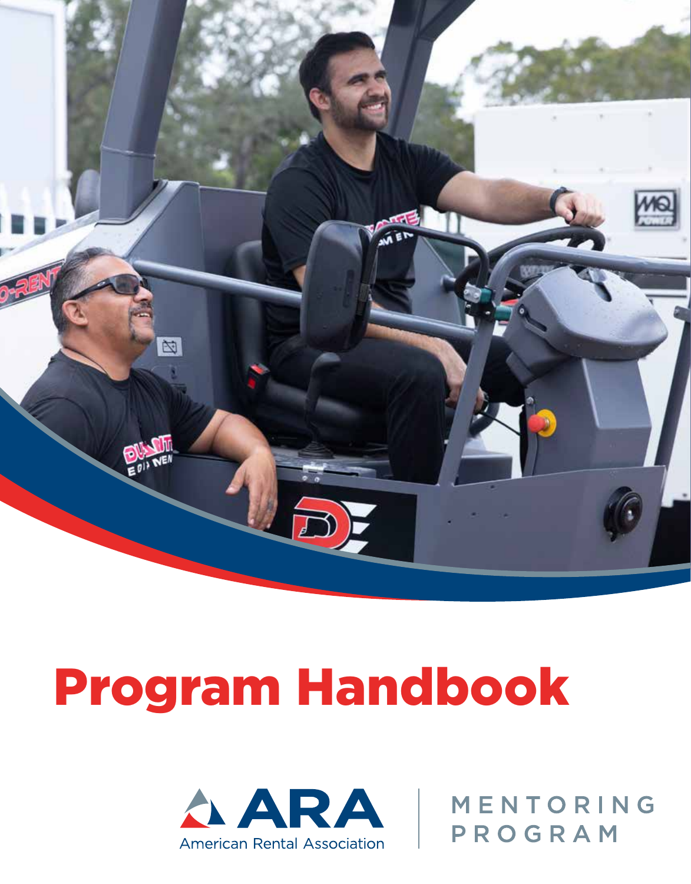# Program Handbook

ARA American Rental Association

MENTORING PROGRAM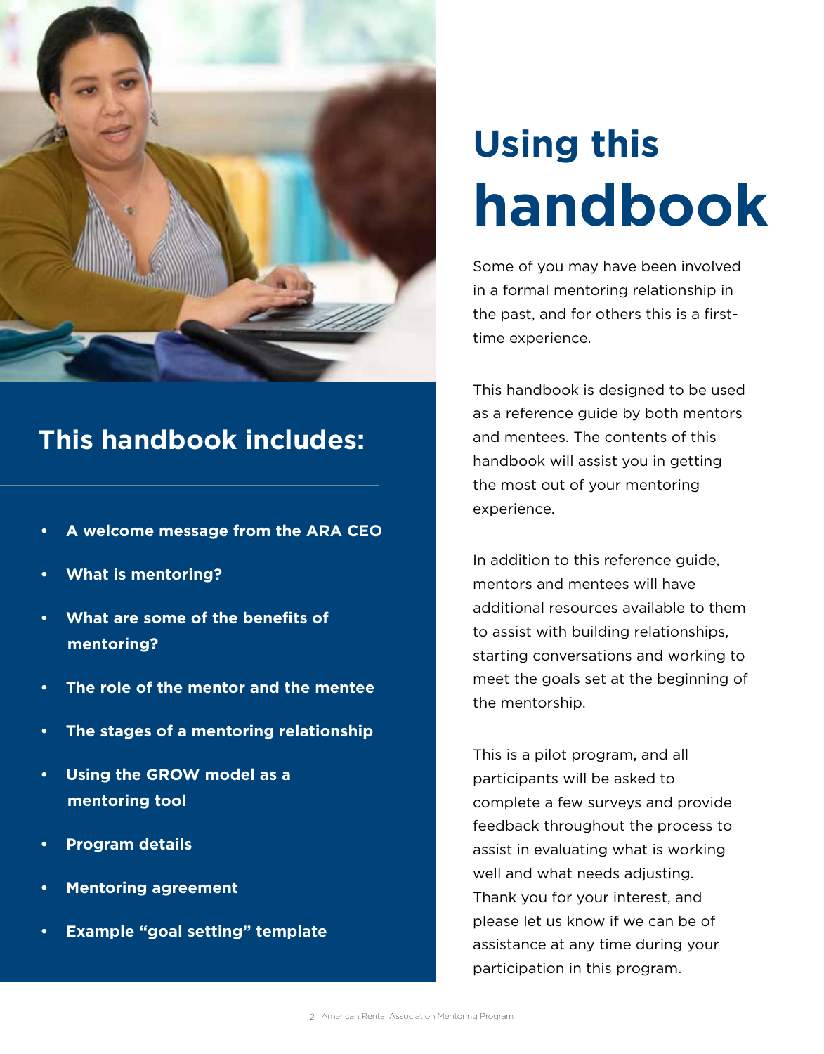## This handbook includes:

- A welcome message from the ARA CEO
- What is mentoring?
- What are some of the benefits of mentoring?
- The role of the mentor and the mentee
- The stages of a mentoring relationship
- Using the GROW model as a mentoring tool
- Program details
- Mentoring agreement
- Example "goal setting" template

# Using this handbook

Some of you may have been involved in a formal mentoring relationship in the past, and for others this is a first-time experience.

This handbook is designed to be used as a reference guide by both mentors and mentees. The contents of this handbook will assist you in getting the most out of your mentoring experience.

In addition to this reference guide, mentors and mentees will have additional resources available to them to assist with building relationships, starting conversations and working to meet the goals set at the beginning of the mentorship.

This is a pilot program, and all participants will be asked to complete a few surveys and provide feedback throughout the process to assist in evaluating what is working well and what needs adjusting. Thank you for your interest, and please let us know if we can be of assistance at any time during your participation in this program.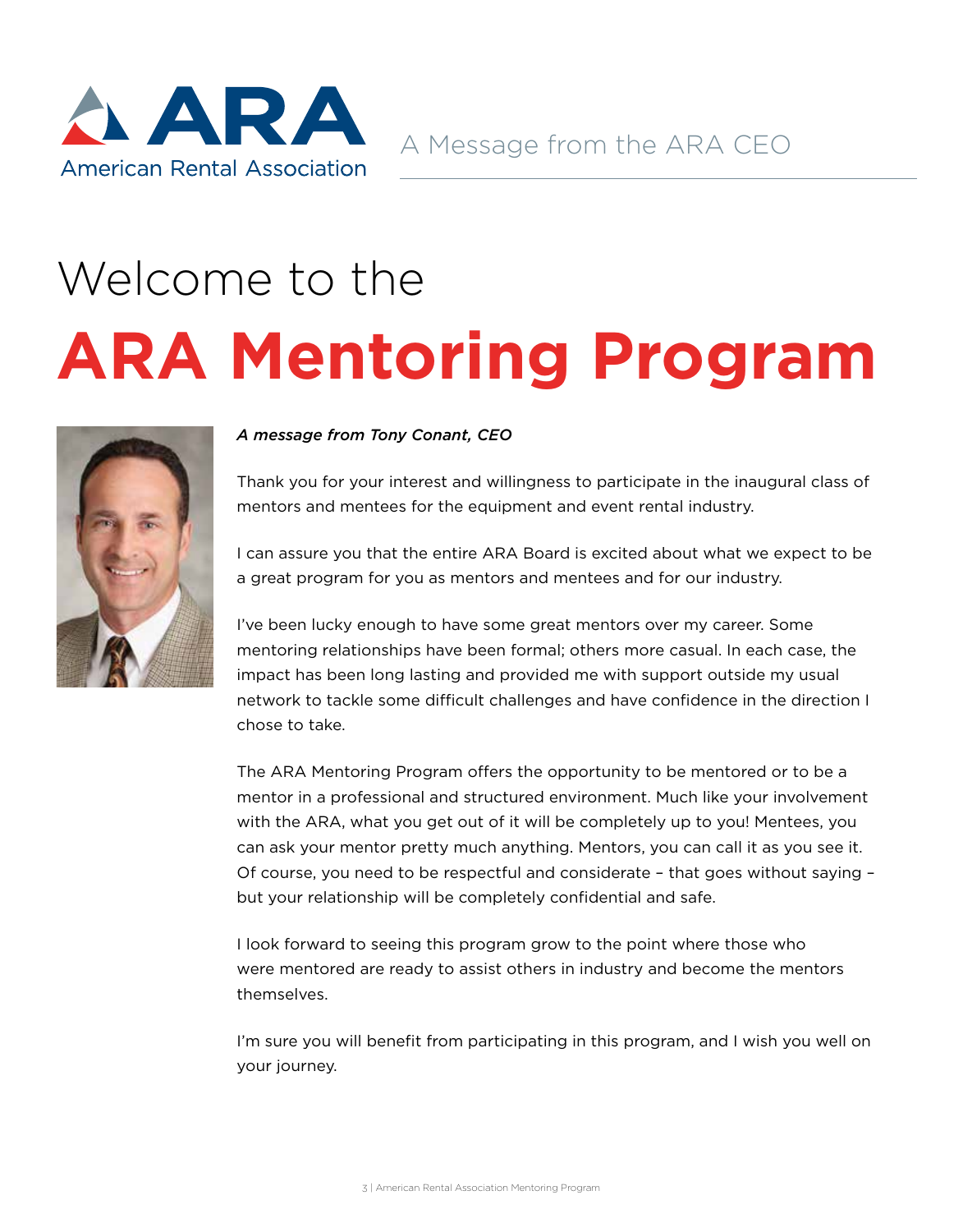A Message from the ARA CEO

# Welcome to the ARA Mentoring Program

***A message from Tony Conant, CEO***

Thank you for your interest and willingness to participate in the inaugural class of mentors and mentees for the equipment and event rental industry.

I can assure you that the entire ARA Board is excited about what we expect to be a great program for you as mentors and mentees and for our industry.

I've been lucky enough to have some great mentors over my career. Some mentoring relationships have been formal; others more casual. In each case, the impact has been long lasting and provided me with support outside my usual network to tackle some difficult challenges and have confidence in the direction I chose to take.

The ARA Mentoring Program offers the opportunity to be mentored or to be a mentor in a professional and structured environment. Much like your involvement with the ARA, what you get out of it will be completely up to you! Mentees, you can ask your mentor pretty much anything. Mentors, you can call it as you see it. Of course, you need to be respectful and considerate – that goes without saying – but your relationship will be completely confidential and safe.

I look forward to seeing this program grow to the point where those who were mentored are ready to assist others in industry and become the mentors themselves.

I'm sure you will benefit from participating in this program, and I wish you well on your journey.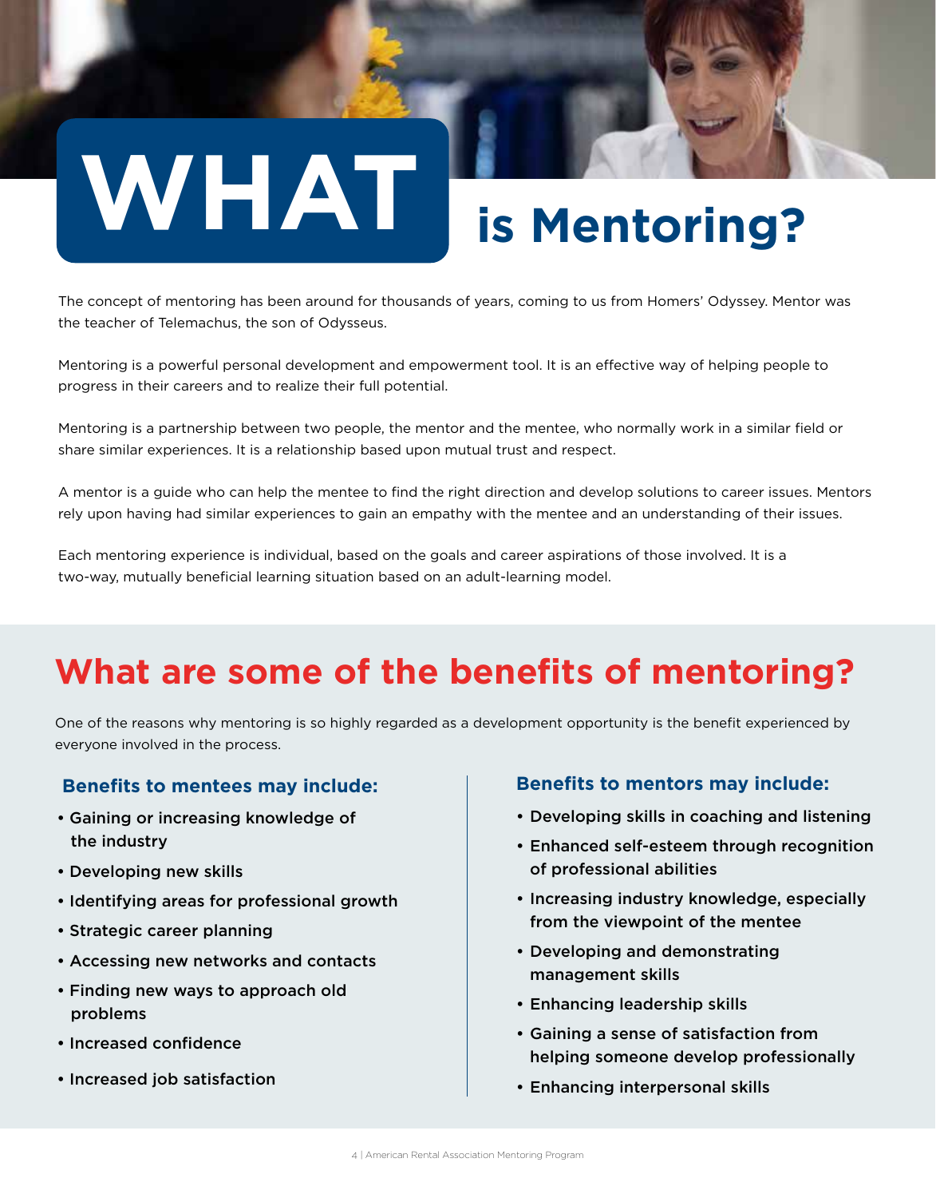# WHAT is Mentoring?

The concept of mentoring has been around for thousands of years, coming to us from Homers' Odyssey. Mentor was the teacher of Telemachus, the son of Odysseus.

Mentoring is a powerful personal development and empowerment tool. It is an effective way of helping people to progress in their careers and to realize their full potential.

Mentoring is a partnership between two people, the mentor and the mentee, who normally work in a similar field or share similar experiences. It is a relationship based upon mutual trust and respect.

A mentor is a guide who can help the mentee to find the right direction and develop solutions to career issues. Mentors rely upon having had similar experiences to gain an empathy with the mentee and an understanding of their issues.

Each mentoring experience is individual, based on the goals and career aspirations of those involved. It is a two-way, mutually beneficial learning situation based on an adult-learning model.

## What are some of the benefits of mentoring?

One of the reasons why mentoring is so highly regarded as a development opportunity is the benefit experienced by everyone involved in the process.

### Benefits to mentees may include:

- Gaining or increasing knowledge of the industry
- Developing new skills
- Identifying areas for professional growth
- Strategic career planning
- Accessing new networks and contacts
- Finding new ways to approach old problems
- Increased confidence
- Increased job satisfaction

### Benefits to mentors may include:

- Developing skills in coaching and listening
- Enhanced self-esteem through recognition of professional abilities
- Increasing industry knowledge, especially from the viewpoint of the mentee
- Developing and demonstrating management skills
- Enhancing leadership skills
- Gaining a sense of satisfaction from helping someone develop professionally
- Enhancing interpersonal skills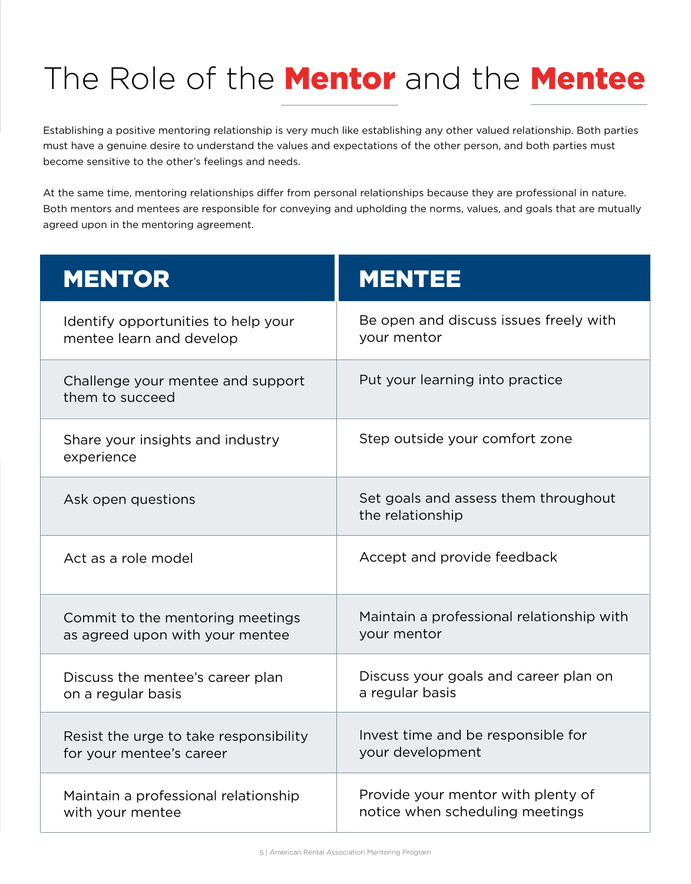# The Role of the **Mentor** and the **Mentee**

Establishing a positive mentoring relationship is very much like establishing any other valued relationship. Both parties must have a genuine desire to understand the values and expectations of the other person, and both parties must become sensitive to the other's feelings and needs.

At the same time, mentoring relationships differ from personal relationships because they are professional in nature. Both mentors and mentees are responsible for conveying and upholding the norms, values, and goals that are mutually agreed upon in the mentoring agreement.

| MENTOR | MENTEE |
|---|---|
| Identify opportunities to help your mentee learn and develop | Be open and discuss issues freely with your mentor |
| Challenge your mentee and support them to succeed | Put your learning into practice |
| Share your insights and industry experience | Step outside your comfort zone |
| Ask open questions | Set goals and assess them throughout the relationship |
| Act as a role model | Accept and provide feedback |
| Commit to the mentoring meetings as agreed upon with your mentee | Maintain a professional relationship with your mentor |
| Discuss the mentee's career plan on a regular basis | Discuss your goals and career plan on a regular basis |
| Resist the urge to take responsibility for your mentee's career | Invest time and be responsible for your development |
| Maintain a professional relationship with your mentee | Provide your mentor with plenty of notice when scheduling meetings |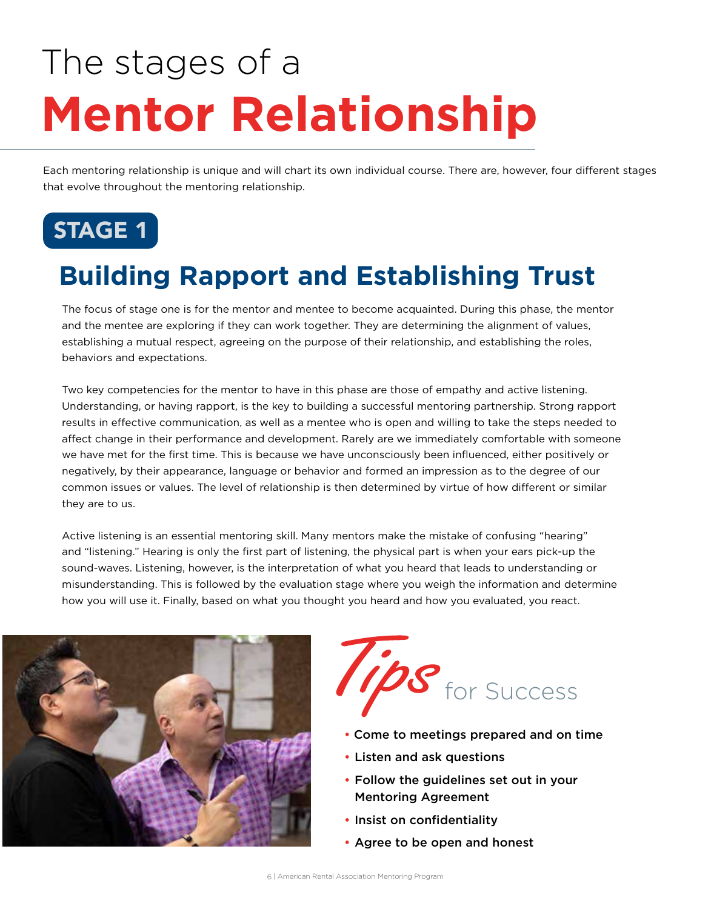# The stages of a **Mentor Relationship**

Each mentoring relationship is unique and will chart its own individual course. There are, however, four different stages that evolve throughout the mentoring relationship.

## STAGE 1

## Building Rapport and Establishing Trust

The focus of stage one is for the mentor and mentee to become acquainted. During this phase, the mentor and the mentee are exploring if they can work together. They are determining the alignment of values, establishing a mutual respect, agreeing on the purpose of their relationship, and establishing the roles, behaviors and expectations.

Two key competencies for the mentor to have in this phase are those of empathy and active listening. Understanding, or having rapport, is the key to building a successful mentoring partnership. Strong rapport results in effective communication, as well as a mentee who is open and willing to take the steps needed to affect change in their performance and development. Rarely are we immediately comfortable with someone we have met for the first time. This is because we have unconsciously been influenced, either positively or negatively, by their appearance, language or behavior and formed an impression as to the degree of our common issues or values. The level of relationship is then determined by virtue of how different or similar they are to us.

Active listening is an essential mentoring skill. Many mentors make the mistake of confusing "hearing" and "listening." Hearing is only the first part of listening, the physical part is when your ears pick-up the sound-waves. Listening, however, is the interpretation of what you heard that leads to understanding or misunderstanding. This is followed by the evaluation stage where you weigh the information and determine how you will use it. Finally, based on what you thought you heard and how you evaluated, you react.

### *Tips* for Success

- **Come to meetings prepared and on time**
- **Listen and ask questions**
- **Follow the guidelines set out in your Mentoring Agreement**
- **Insist on confidentiality**
- **Agree to be open and honest**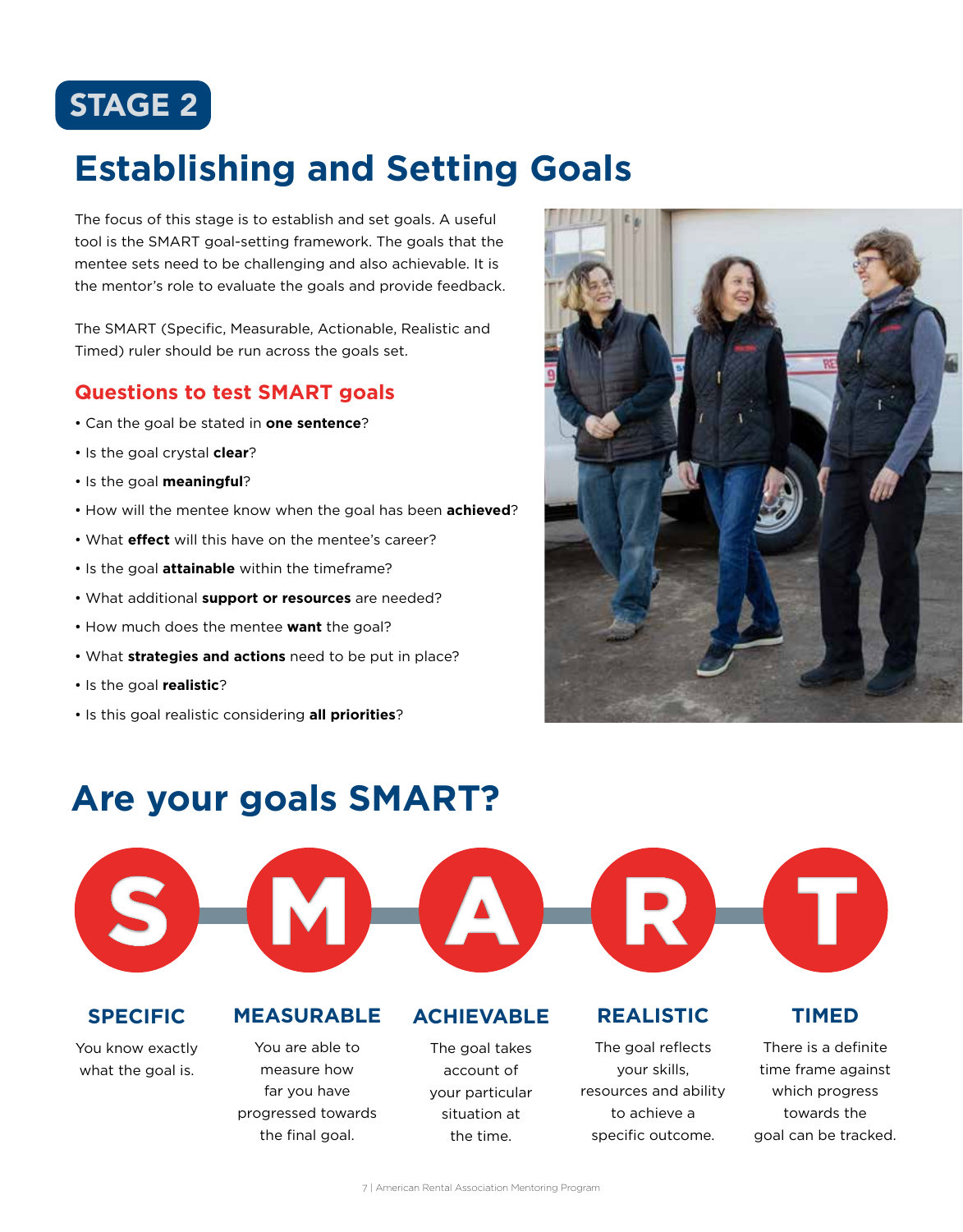STAGE 2

# Establishing and Setting Goals

The focus of this stage is to establish and set goals. A useful tool is the SMART goal-setting framework. The goals that the mentee sets need to be challenging and also achievable. It is the mentor's role to evaluate the goals and provide feedback.

The SMART (Specific, Measurable, Actionable, Realistic and Timed) ruler should be run across the goals set.

## Questions to test SMART goals

- Can the goal be stated in **one sentence**?
- Is the goal crystal **clear**?
- Is the goal **meaningful**?
- How will the mentee know when the goal has been **achieved**?
- What **effect** will this have on the mentee's career?
- Is the goal **attainable** within the timeframe?
- What additional **support or resources** are needed?
- How much does the mentee **want** the goal?
- What **strategies and actions** need to be put in place?
- Is the goal **realistic**?
- Is this goal realistic considering **all priorities**?

# Are your goals SMART?

**S** – **SPECIFIC**
You know exactly what the goal is.

**M** – **MEASURABLE**
You are able to measure how far you have progressed towards the final goal.

**A** – **ACHIEVABLE**
The goal takes account of your particular situation at the time.

**R** – **REALISTIC**
The goal reflects your skills, resources and ability to achieve a specific outcome.

**T** – **TIMED**
There is a definite time frame against which progress towards the goal can be tracked.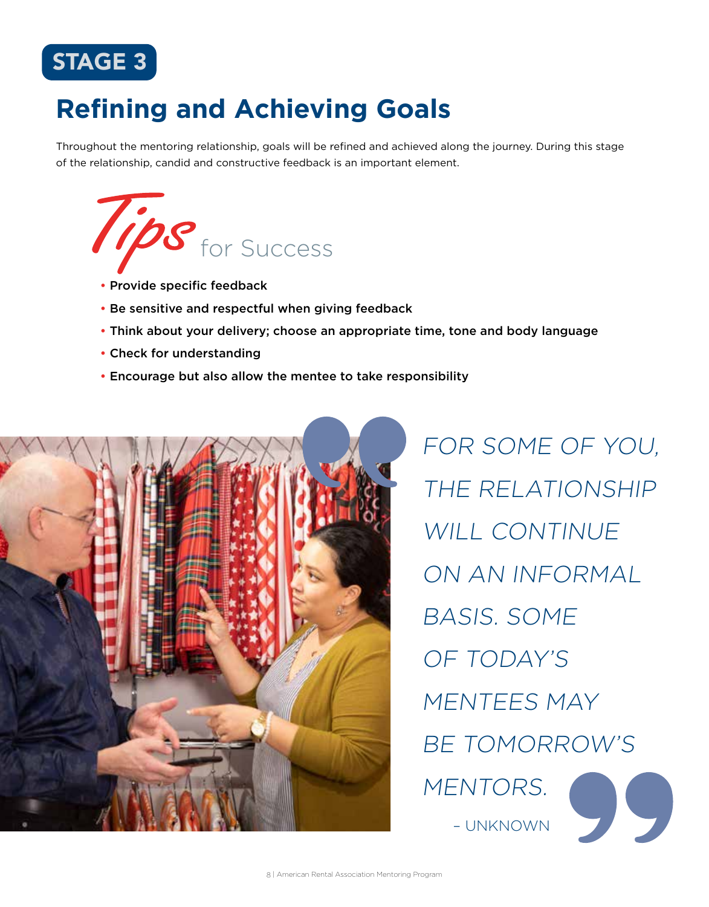STAGE 3

# Refining and Achieving Goals

Throughout the mentoring relationship, goals will be refined and achieved along the journey. During this stage of the relationship, candid and constructive feedback is an important element.

## Tips for Success

- **Provide specific feedback**
- **Be sensitive and respectful when giving feedback**
- **Think about your delivery; choose an appropriate time, tone and body language**
- **Check for understanding**
- **Encourage but also allow the mentee to take responsibility**

*FOR SOME OF YOU, THE RELATIONSHIP WILL CONTINUE ON AN INFORMAL BASIS. SOME OF TODAY'S MENTEES MAY BE TOMORROW'S MENTORS.*

– UNKNOWN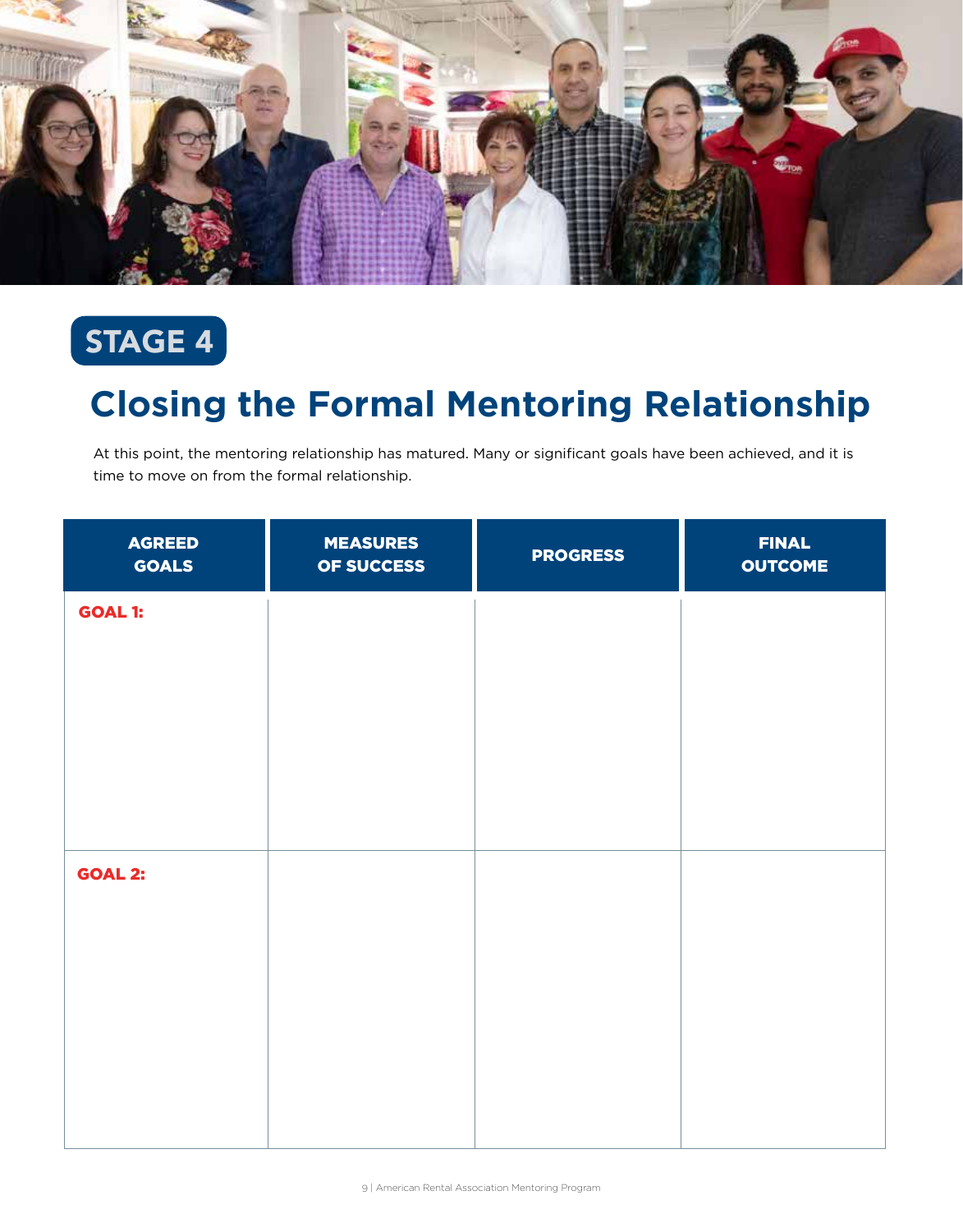STAGE 4

# Closing the Formal Mentoring Relationship

At this point, the mentoring relationship has matured. Many or significant goals have been achieved, and it is time to move on from the formal relationship.

| AGREED GOALS | MEASURES OF SUCCESS | PROGRESS | FINAL OUTCOME |
|---|---|---|---|
| **GOAL 1:** | | | |
| **GOAL 2:** | | | |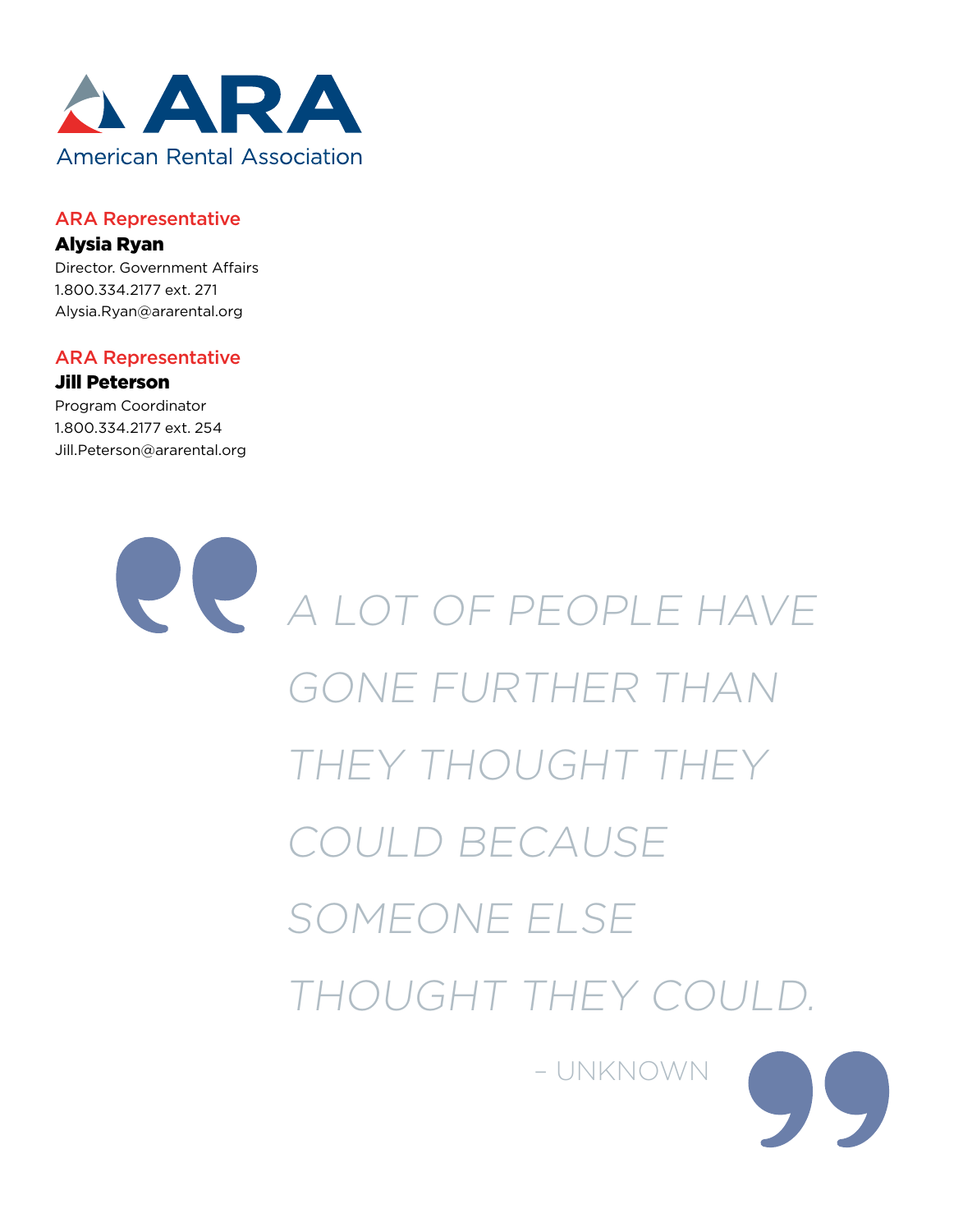# ARA

American Rental Association

**ARA Representative**

**Alysia Ryan**
Director. Government Affairs
1.800.334.2177 ext. 271
Alysia.Ryan@ararental.org

**ARA Representative**

**Jill Peterson**
Program Coordinator
1.800.334.2177 ext. 254
Jill.Peterson@ararental.org

*A LOT OF PEOPLE HAVE GONE FURTHER THAN THEY THOUGHT THEY COULD BECAUSE SOMEONE ELSE THOUGHT THEY COULD.*

– UNKNOWN